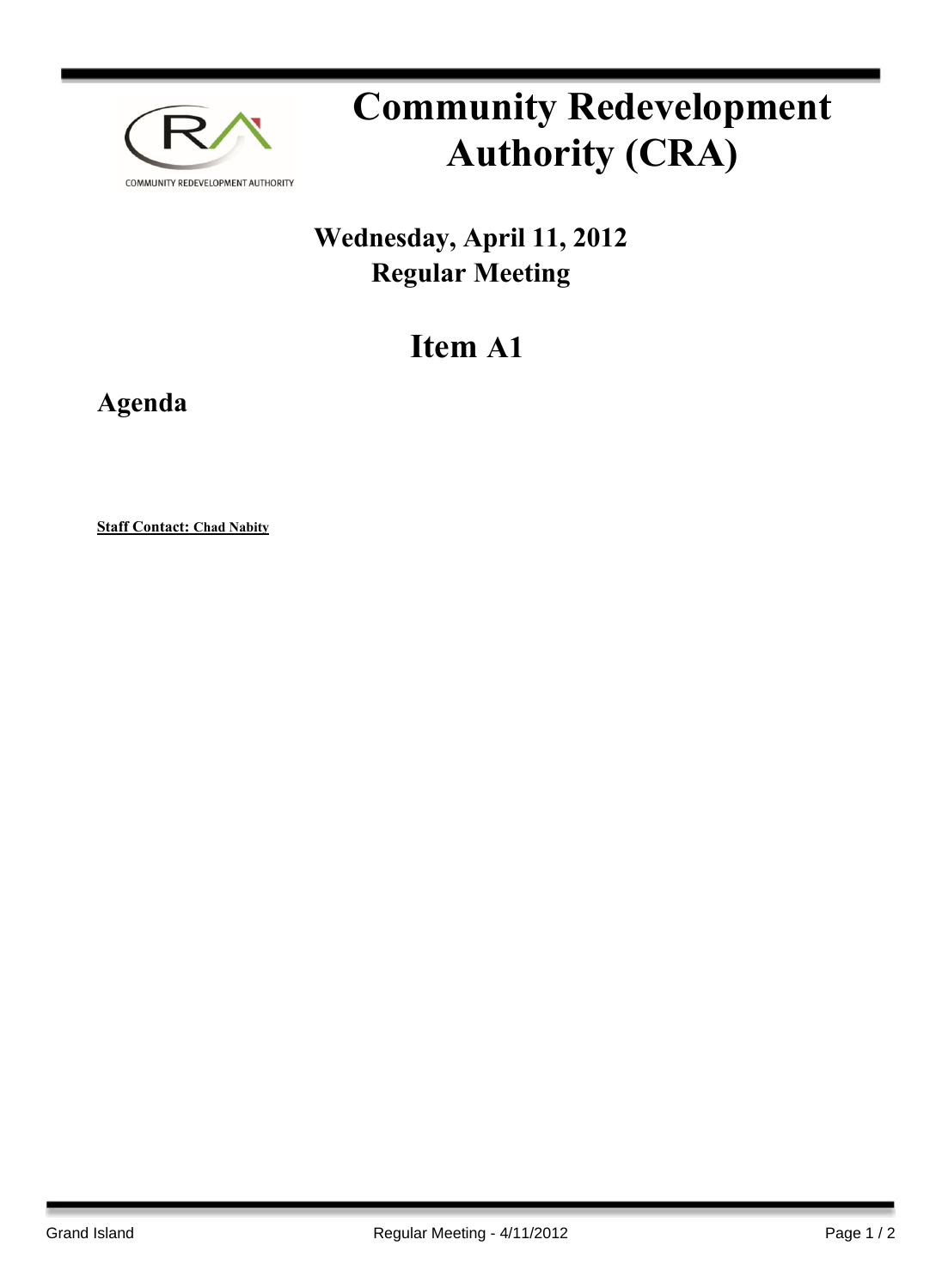# Community Redevelopment Authority (CRA)

## Wednesday, April 11, 2012
## Regular Meeting

# Item A1

## Agenda

**Staff Contact: Chad Nabity**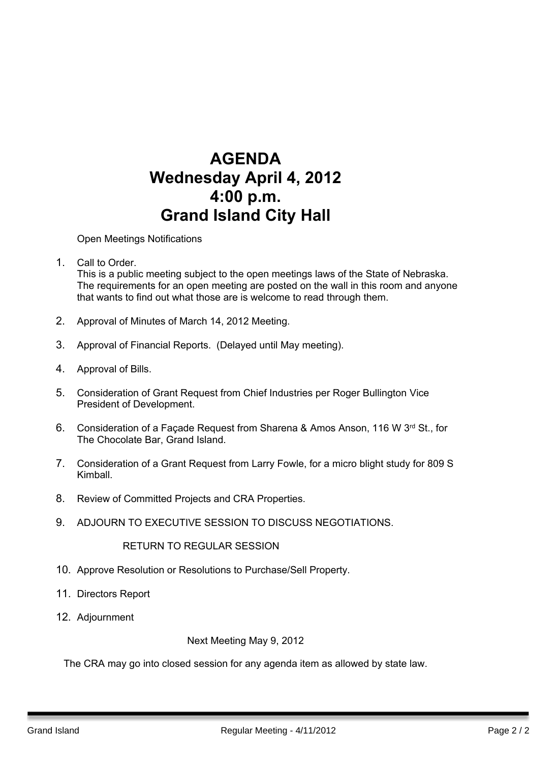# AGENDA
# Wednesday April 4, 2012
# 4:00 p.m.
# Grand Island City Hall

Open Meetings Notifications

1. Call to Order.
   This is a public meeting subject to the open meetings laws of the State of Nebraska. The requirements for an open meeting are posted on the wall in this room and anyone that wants to find out what those are is welcome to read through them.

2. Approval of Minutes of March 14, 2012 Meeting.

3. Approval of Financial Reports. (Delayed until May meeting).

4. Approval of Bills.

5. Consideration of Grant Request from Chief Industries per Roger Bullington Vice President of Development.

6. Consideration of a Façade Request from Sharena & Amos Anson, 116 W 3rd St., for The Chocolate Bar, Grand Island.

7. Consideration of a Grant Request from Larry Fowle, for a micro blight study for 809 S Kimball.

8. Review of Committed Projects and CRA Properties.

9. ADJOURN TO EXECUTIVE SESSION TO DISCUSS NEGOTIATIONS.

   RETURN TO REGULAR SESSION

10. Approve Resolution or Resolutions to Purchase/Sell Property.

11. Directors Report

12. Adjournment

Next Meeting May 9, 2012

The CRA may go into closed session for any agenda item as allowed by state law.